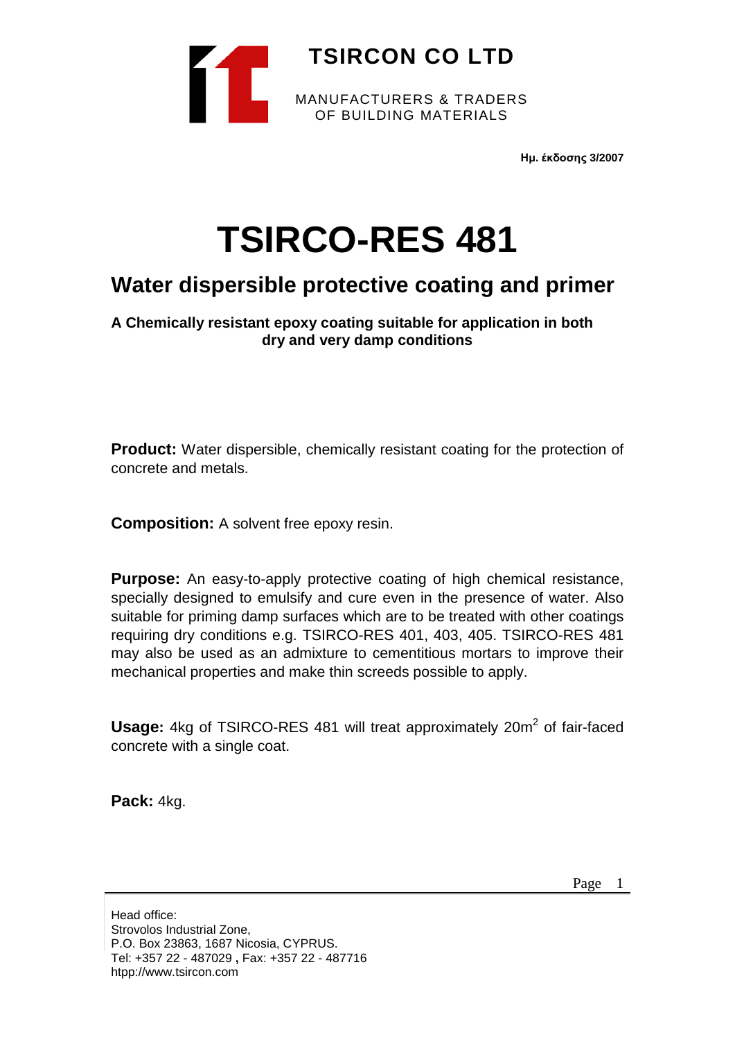**TSIRCON CO LTD**

MANUFACTURERS & TRADERS
OF BUILDING MATERIALS

**Ημ. έκδοσης 3/2007**

# TSIRCO-RES 481

## Water dispersible protective coating and primer

**A Chemically resistant epoxy coating suitable for application in both dry and very damp conditions**

**Product:** Water dispersible, chemically resistant coating for the protection of concrete and metals.

**Composition:** A solvent free epoxy resin.

**Purpose:** An easy-to-apply protective coating of high chemical resistance, specially designed to emulsify and cure even in the presence of water. Also suitable for priming damp surfaces which are to be treated with other coatings requiring dry conditions e.g. TSIRCO-RES 401, 403, 405. TSIRCO-RES 481 may also be used as an admixture to cementitious mortars to improve their mechanical properties and make thin screeds possible to apply.

**Usage:** 4kg of TSIRCO-RES 481 will treat approximately 20m$^2$ of fair-faced concrete with a single coat.

**Pack:** 4kg.

Head office:
Strovolos Industrial Zone,
P.O. Box 23863, 1687 Nicosia, CYPRUS.
Tel: +357 22 - 487029 **,** Fax: +357 22 - 487716
htpp://www.tsircon.com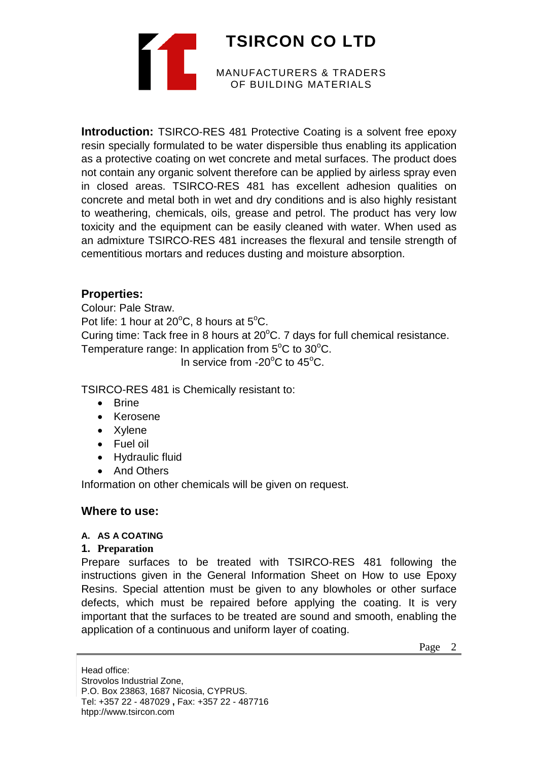**Introduction:** TSIRCO-RES 481 Protective Coating is a solvent free epoxy resin specially formulated to be water dispersible thus enabling its application as a protective coating on wet concrete and metal surfaces. The product does not contain any organic solvent therefore can be applied by airless spray even in closed areas. TSIRCO-RES 481 has excellent adhesion qualities on concrete and metal both in wet and dry conditions and is also highly resistant to weathering, chemicals, oils, grease and petrol. The product has very low toxicity and the equipment can be easily cleaned with water. When used as an admixture TSIRCO-RES 481 increases the flexural and tensile strength of cementitious mortars and reduces dusting and moisture absorption.

## Properties:

Colour: Pale Straw.
Pot life: 1 hour at 20$^{o}$C, 8 hours at 5$^{o}$C.
Curing time: Tack free in 8 hours at 20$^{o}$C. 7 days for full chemical resistance.
Temperature range: In application from 5$^{o}$C to 30$^{o}$C.
In service from -20$^{o}$C to 45$^{o}$C.

TSIRCO-RES 481 is Chemically resistant to:

- Brine
- Kerosene
- Xylene
- Fuel oil
- Hydraulic fluid
- And Others

Information on other chemicals will be given on request.

## Where to use:

#### A. AS A COATING

**1. Preparation**

Prepare surfaces to be treated with TSIRCO-RES 481 following the instructions given in the General Information Sheet on How to use Epoxy Resins. Special attention must be given to any blowholes or other surface defects, which must be repaired before applying the coating. It is very important that the surfaces to be treated are sound and smooth, enabling the application of a continuous and uniform layer of coating.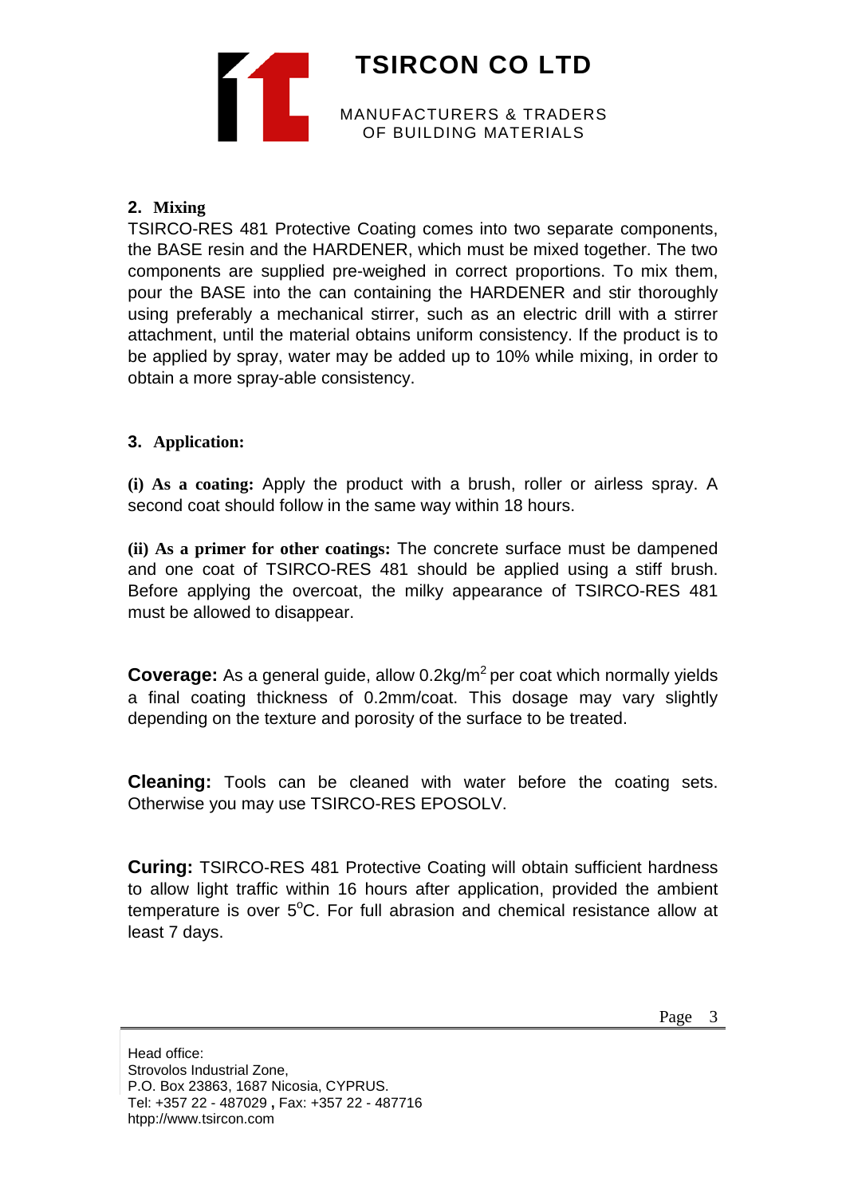## 2. Mixing

TSIRCO-RES 481 Protective Coating comes into two separate components, the BASE resin and the HARDENER, which must be mixed together. The two components are supplied pre-weighed in correct proportions. To mix them, pour the BASE into the can containing the HARDENER and stir thoroughly using preferably a mechanical stirrer, such as an electric drill with a stirrer attachment, until the material obtains uniform consistency. If the product is to be applied by spray, water may be added up to 10% while mixing, in order to obtain a more spray-able consistency.

## 3. Application:

**(i) As a coating:** Apply the product with a brush, roller or airless spray. A second coat should follow in the same way within 18 hours.

**(ii) As a primer for other coatings:** The concrete surface must be dampened and one coat of TSIRCO-RES 481 should be applied using a stiff brush. Before applying the overcoat, the milky appearance of TSIRCO-RES 481 must be allowed to disappear.

**Coverage:** As a general guide, allow 0.2kg/m$^2$ per coat which normally yields a final coating thickness of 0.2mm/coat. This dosage may vary slightly depending on the texture and porosity of the surface to be treated.

**Cleaning:** Tools can be cleaned with water before the coating sets. Otherwise you may use TSIRCO-RES EPOSOLV.

**Curing:** TSIRCO-RES 481 Protective Coating will obtain sufficient hardness to allow light traffic within 16 hours after application, provided the ambient temperature is over 5$^o$C. For full abrasion and chemical resistance allow at least 7 days.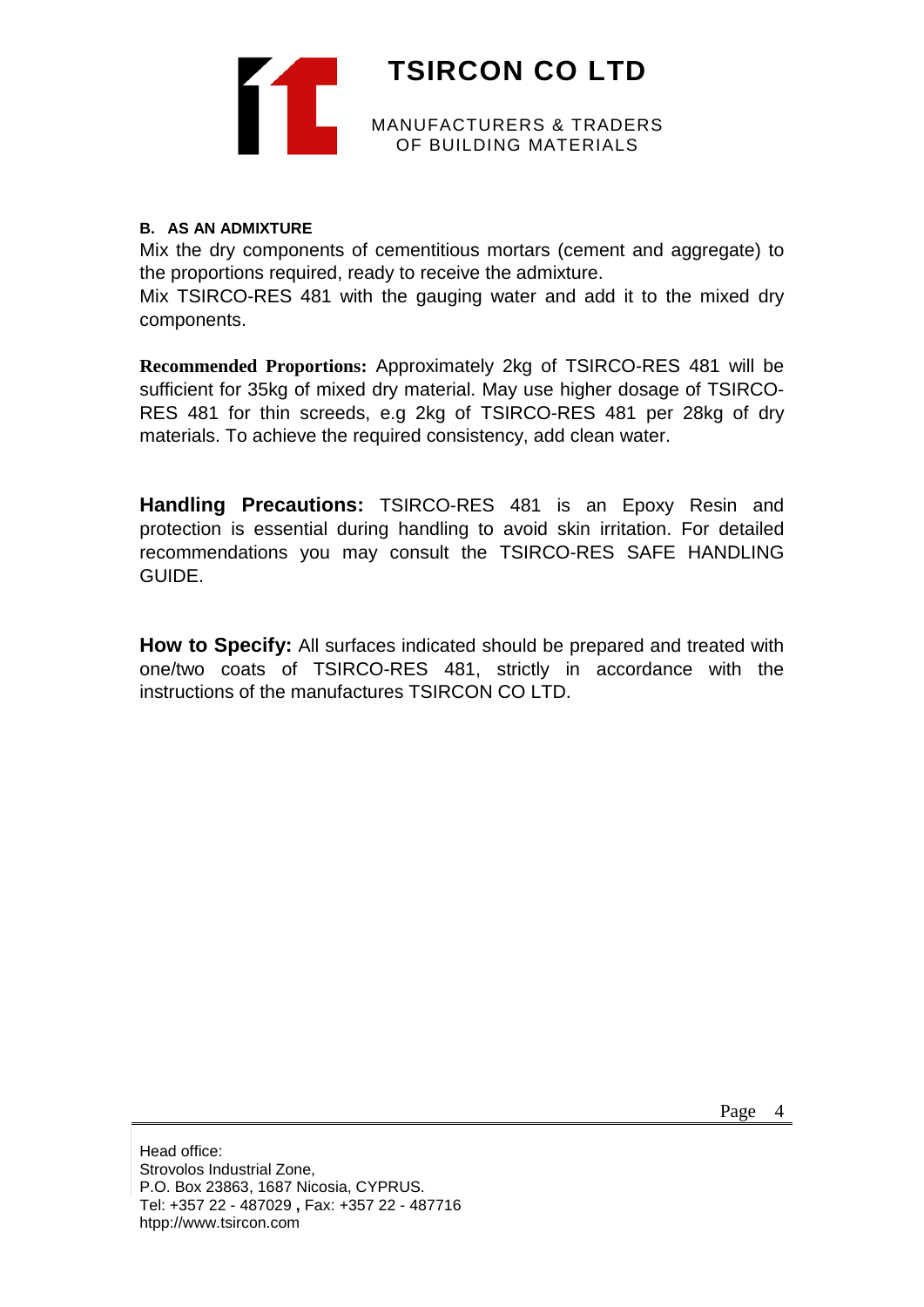### B. AS AN ADMIXTURE

Mix the dry components of cementitious mortars (cement and aggregate) to the proportions required, ready to receive the admixture.
Mix TSIRCO-RES 481 with the gauging water and add it to the mixed dry components.

**Recommended Proportions:** Approximately 2kg of TSIRCO-RES 481 will be sufficient for 35kg of mixed dry material. May use higher dosage of TSIRCO-RES 481 for thin screeds, e.g 2kg of TSIRCO-RES 481 per 28kg of dry materials. To achieve the required consistency, add clean water.

**Handling Precautions:** TSIRCO-RES 481 is an Epoxy Resin and protection is essential during handling to avoid skin irritation. For detailed recommendations you may consult the TSIRCO-RES SAFE HANDLING GUIDE.

**How to Specify:** All surfaces indicated should be prepared and treated with one/two coats of TSIRCO-RES 481, strictly in accordance with the instructions of the manufactures TSIRCON CO LTD.